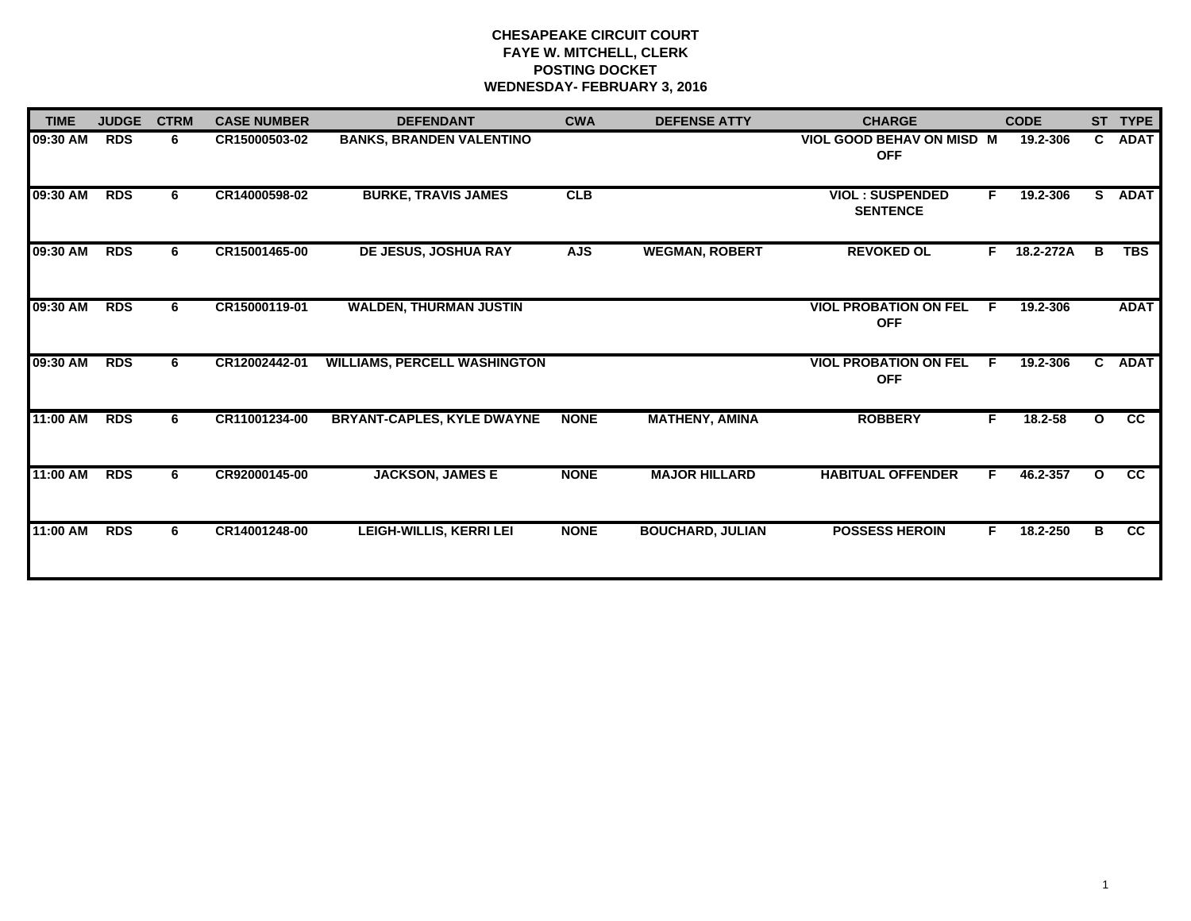**CHESAPEAKE CIRCUIT COURT**
**FAYE W. MITCHELL, CLERK**
**POSTING DOCKET**
**WEDNESDAY- FEBRUARY 3, 2016**

| TIME | JUDGE | CTRM | CASE NUMBER | DEFENDANT | CWA | DEFENSE ATTY | CHARGE | | CODE | ST | TYPE |
|---|---|---|---|---|---|---|---|---|---|---|---|
| 09:30 AM | RDS | 6 | CR15000503-02 | BANKS, BRANDEN VALENTINO | | | VIOL GOOD BEHAV ON MISD OFF | M | 19.2-306 | C | ADAT |
| 09:30 AM | RDS | 6 | CR14000598-02 | BURKE, TRAVIS JAMES | CLB | | VIOL : SUSPENDED SENTENCE | F | 19.2-306 | S | ADAT |
| 09:30 AM | RDS | 6 | CR15001465-00 | DE JESUS, JOSHUA RAY | AJS | WEGMAN, ROBERT | REVOKED OL | F | 18.2-272A | B | TBS |
| 09:30 AM | RDS | 6 | CR15000119-01 | WALDEN, THURMAN JUSTIN | | | VIOL PROBATION ON FEL OFF | F | 19.2-306 | | ADAT |
| 09:30 AM | RDS | 6 | CR12002442-01 | WILLIAMS, PERCELL WASHINGTON | | | VIOL PROBATION ON FEL OFF | F | 19.2-306 | C | ADAT |
| 11:00 AM | RDS | 6 | CR11001234-00 | BRYANT-CAPLES, KYLE DWAYNE | NONE | MATHENY, AMINA | ROBBERY | F | 18.2-58 | O | CC |
| 11:00 AM | RDS | 6 | CR92000145-00 | JACKSON, JAMES E | NONE | MAJOR HILLARD | HABITUAL OFFENDER | F | 46.2-357 | O | CC |
| 11:00 AM | RDS | 6 | CR14001248-00 | LEIGH-WILLIS, KERRI LEI | NONE | BOUCHARD, JULIAN | POSSESS HEROIN | F | 18.2-250 | B | CC |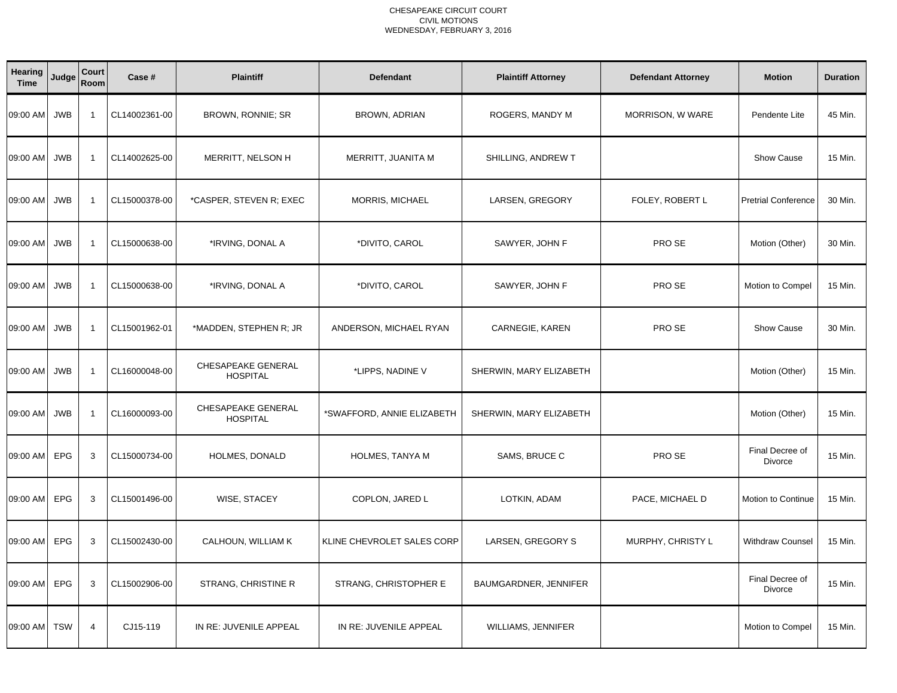CHESAPEAKE CIRCUIT COURT
CIVIL MOTIONS
WEDNESDAY, FEBRUARY 3, 2016

| Hearing Time | Judge | Court Room | Case # | Plaintiff | Defendant | Plaintiff Attorney | Defendant Attorney | Motion | Duration |
|---|---|---|---|---|---|---|---|---|---|
| 09:00 AM | JWB | 1 | CL14002361-00 | BROWN, RONNIE; SR | BROWN, ADRIAN | ROGERS, MANDY M | MORRISON, W WARE | Pendente Lite | 45 Min. |
| 09:00 AM | JWB | 1 | CL14002625-00 | MERRITT, NELSON H | MERRITT, JUANITA M | SHILLING, ANDREW T | | Show Cause | 15 Min. |
| 09:00 AM | JWB | 1 | CL15000378-00 | *CASPER, STEVEN R; EXEC | MORRIS, MICHAEL | LARSEN, GREGORY | FOLEY, ROBERT L | Pretrial Conference | 30 Min. |
| 09:00 AM | JWB | 1 | CL15000638-00 | *IRVING, DONAL A | *DIVITO, CAROL | SAWYER, JOHN F | PRO SE | Motion (Other) | 30 Min. |
| 09:00 AM | JWB | 1 | CL15000638-00 | *IRVING, DONAL A | *DIVITO, CAROL | SAWYER, JOHN F | PRO SE | Motion to Compel | 15 Min. |
| 09:00 AM | JWB | 1 | CL15001962-01 | *MADDEN, STEPHEN R; JR | ANDERSON, MICHAEL RYAN | CARNEGIE, KAREN | PRO SE | Show Cause | 30 Min. |
| 09:00 AM | JWB | 1 | CL16000048-00 | CHESAPEAKE GENERAL HOSPITAL | *LIPPS, NADINE V | SHERWIN, MARY ELIZABETH | | Motion (Other) | 15 Min. |
| 09:00 AM | JWB | 1 | CL16000093-00 | CHESAPEAKE GENERAL HOSPITAL | *SWAFFORD, ANNIE ELIZABETH | SHERWIN, MARY ELIZABETH | | Motion (Other) | 15 Min. |
| 09:00 AM | EPG | 3 | CL15000734-00 | HOLMES, DONALD | HOLMES, TANYA M | SAMS, BRUCE C | PRO SE | Final Decree of Divorce | 15 Min. |
| 09:00 AM | EPG | 3 | CL15001496-00 | WISE, STACEY | COPLON, JARED L | LOTKIN, ADAM | PACE, MICHAEL D | Motion to Continue | 15 Min. |
| 09:00 AM | EPG | 3 | CL15002430-00 | CALHOUN, WILLIAM K | KLINE CHEVROLET SALES CORP | LARSEN, GREGORY S | MURPHY, CHRISTY L | Withdraw Counsel | 15 Min. |
| 09:00 AM | EPG | 3 | CL15002906-00 | STRANG, CHRISTINE R | STRANG, CHRISTOPHER E | BAUMGARDNER, JENNIFER | | Final Decree of Divorce | 15 Min. |
| 09:00 AM | TSW | 4 | CJ15-119 | IN RE: JUVENILE APPEAL | IN RE: JUVENILE APPEAL | WILLIAMS, JENNIFER | | Motion to Compel | 15 Min. |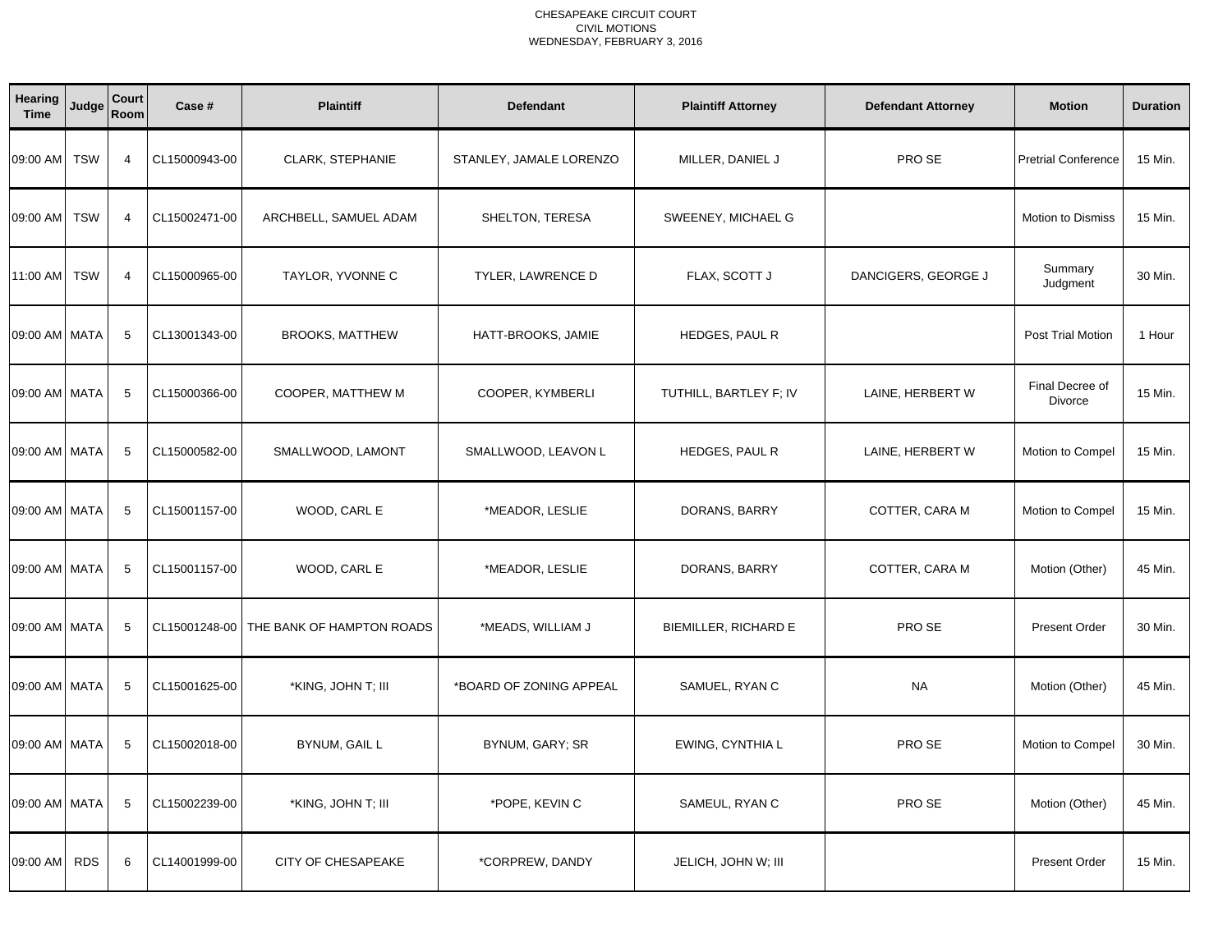CHESAPEAKE CIRCUIT COURT
CIVIL MOTIONS
WEDNESDAY, FEBRUARY 3, 2016

| Hearing Time | Judge | Court Room | Case # | Plaintiff | Defendant | Plaintiff Attorney | Defendant Attorney | Motion | Duration |
|---|---|---|---|---|---|---|---|---|---|
| 09:00 AM | TSW | 4 | CL15000943-00 | CLARK, STEPHANIE | STANLEY, JAMALE LORENZO | MILLER, DANIEL J | PRO SE | Pretrial Conference | 15 Min. |
| 09:00 AM | TSW | 4 | CL15002471-00 | ARCHBELL, SAMUEL ADAM | SHELTON, TERESA | SWEENEY, MICHAEL G | | Motion to Dismiss | 15 Min. |
| 11:00 AM | TSW | 4 | CL15000965-00 | TAYLOR, YVONNE C | TYLER, LAWRENCE D | FLAX, SCOTT J | DANCIGERS, GEORGE J | Summary Judgment | 30 Min. |
| 09:00 AM | MATA | 5 | CL13001343-00 | BROOKS, MATTHEW | HATT-BROOKS, JAMIE | HEDGES, PAUL R | | Post Trial Motion | 1 Hour |
| 09:00 AM | MATA | 5 | CL15000366-00 | COOPER, MATTHEW M | COOPER, KYMBERLI | TUTHILL, BARTLEY F; IV | LAINE, HERBERT W | Final Decree of Divorce | 15 Min. |
| 09:00 AM | MATA | 5 | CL15000582-00 | SMALLWOOD, LAMONT | SMALLWOOD, LEAVON L | HEDGES, PAUL R | LAINE, HERBERT W | Motion to Compel | 15 Min. |
| 09:00 AM | MATA | 5 | CL15001157-00 | WOOD, CARL E | *MEADOR, LESLIE | DORANS, BARRY | COTTER, CARA M | Motion to Compel | 15 Min. |
| 09:00 AM | MATA | 5 | CL15001157-00 | WOOD, CARL E | *MEADOR, LESLIE | DORANS, BARRY | COTTER, CARA M | Motion (Other) | 45 Min. |
| 09:00 AM | MATA | 5 | CL15001248-00 | THE BANK OF HAMPTON ROADS | *MEADS, WILLIAM J | BIEMILLER, RICHARD E | PRO SE | Present Order | 30 Min. |
| 09:00 AM | MATA | 5 | CL15001625-00 | *KING, JOHN T; III | *BOARD OF ZONING APPEAL | SAMUEL, RYAN C | NA | Motion (Other) | 45 Min. |
| 09:00 AM | MATA | 5 | CL15002018-00 | BYNUM, GAIL L | BYNUM, GARY; SR | EWING, CYNTHIA L | PRO SE | Motion to Compel | 30 Min. |
| 09:00 AM | MATA | 5 | CL15002239-00 | *KING, JOHN T; III | *POPE, KEVIN C | SAMEUL, RYAN C | PRO SE | Motion (Other) | 45 Min. |
| 09:00 AM | RDS | 6 | CL14001999-00 | CITY OF CHESAPEAKE | *CORPREW, DANDY | JELICH, JOHN W; III | | Present Order | 15 Min. |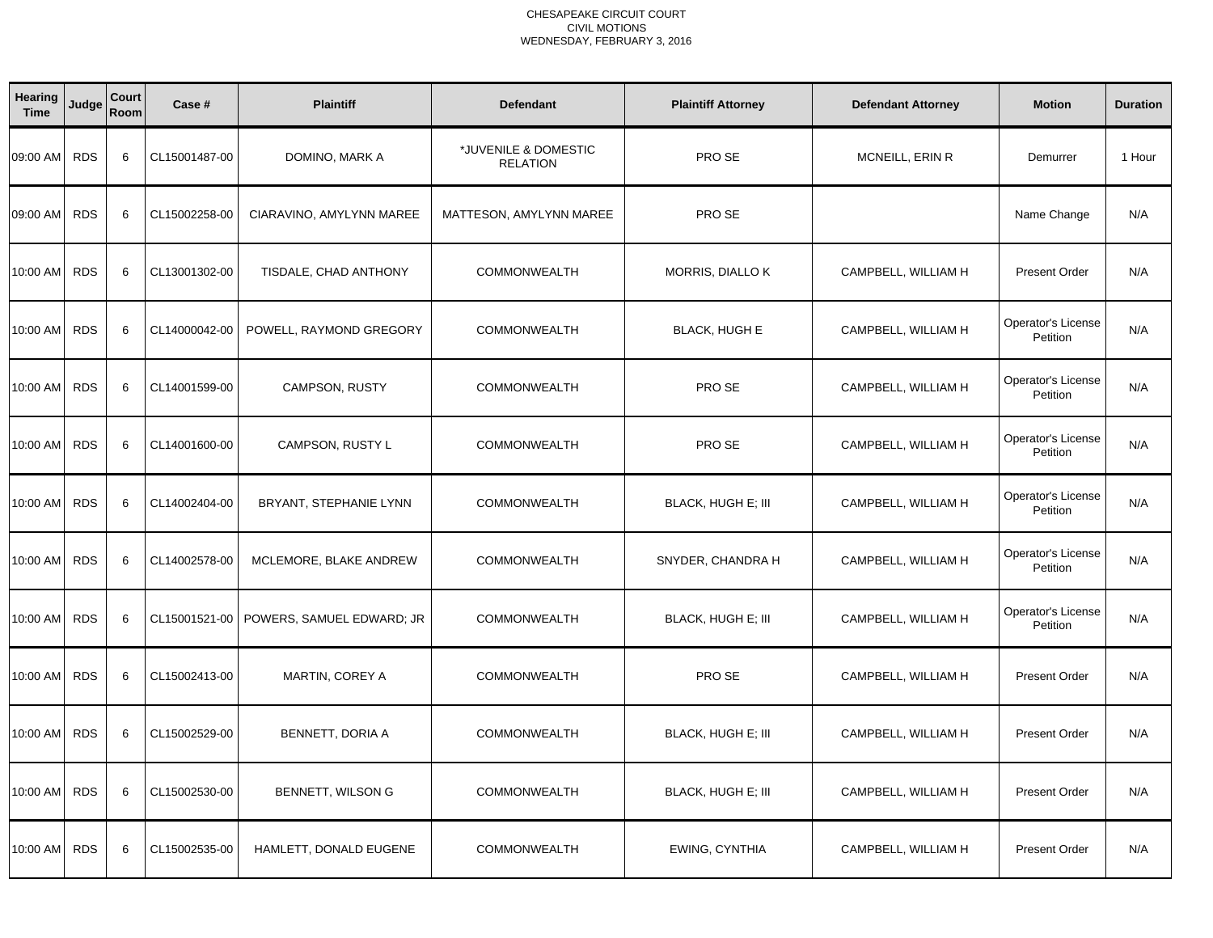CHESAPEAKE CIRCUIT COURT
CIVIL MOTIONS
WEDNESDAY, FEBRUARY 3, 2016

| Hearing Time | Judge | Court Room | Case # | Plaintiff | Defendant | Plaintiff Attorney | Defendant Attorney | Motion | Duration |
|---|---|---|---|---|---|---|---|---|---|
| 09:00 AM | RDS | 6 | CL15001487-00 | DOMINO, MARK A | *JUVENILE & DOMESTIC RELATION | PRO SE | MCNEILL, ERIN R | Demurrer | 1 Hour |
| 09:00 AM | RDS | 6 | CL15002258-00 | CIARAVINO, AMYLYNN MAREE | MATTESON, AMYLYNN MAREE | PRO SE | | Name Change | N/A |
| 10:00 AM | RDS | 6 | CL13001302-00 | TISDALE, CHAD ANTHONY | COMMONWEALTH | MORRIS, DIALLO K | CAMPBELL, WILLIAM H | Present Order | N/A |
| 10:00 AM | RDS | 6 | CL14000042-00 | POWELL, RAYMOND GREGORY | COMMONWEALTH | BLACK, HUGH E | CAMPBELL, WILLIAM H | Operator's License Petition | N/A |
| 10:00 AM | RDS | 6 | CL14001599-00 | CAMPSON, RUSTY | COMMONWEALTH | PRO SE | CAMPBELL, WILLIAM H | Operator's License Petition | N/A |
| 10:00 AM | RDS | 6 | CL14001600-00 | CAMPSON, RUSTY L | COMMONWEALTH | PRO SE | CAMPBELL, WILLIAM H | Operator's License Petition | N/A |
| 10:00 AM | RDS | 6 | CL14002404-00 | BRYANT, STEPHANIE LYNN | COMMONWEALTH | BLACK, HUGH E; III | CAMPBELL, WILLIAM H | Operator's License Petition | N/A |
| 10:00 AM | RDS | 6 | CL14002578-00 | MCLEMORE, BLAKE ANDREW | COMMONWEALTH | SNYDER, CHANDRA H | CAMPBELL, WILLIAM H | Operator's License Petition | N/A |
| 10:00 AM | RDS | 6 | CL15001521-00 | POWERS, SAMUEL EDWARD; JR | COMMONWEALTH | BLACK, HUGH E; III | CAMPBELL, WILLIAM H | Operator's License Petition | N/A |
| 10:00 AM | RDS | 6 | CL15002413-00 | MARTIN, COREY A | COMMONWEALTH | PRO SE | CAMPBELL, WILLIAM H | Present Order | N/A |
| 10:00 AM | RDS | 6 | CL15002529-00 | BENNETT, DORIA A | COMMONWEALTH | BLACK, HUGH E; III | CAMPBELL, WILLIAM H | Present Order | N/A |
| 10:00 AM | RDS | 6 | CL15002530-00 | BENNETT, WILSON G | COMMONWEALTH | BLACK, HUGH E; III | CAMPBELL, WILLIAM H | Present Order | N/A |
| 10:00 AM | RDS | 6 | CL15002535-00 | HAMLETT, DONALD EUGENE | COMMONWEALTH | EWING, CYNTHIA | CAMPBELL, WILLIAM H | Present Order | N/A |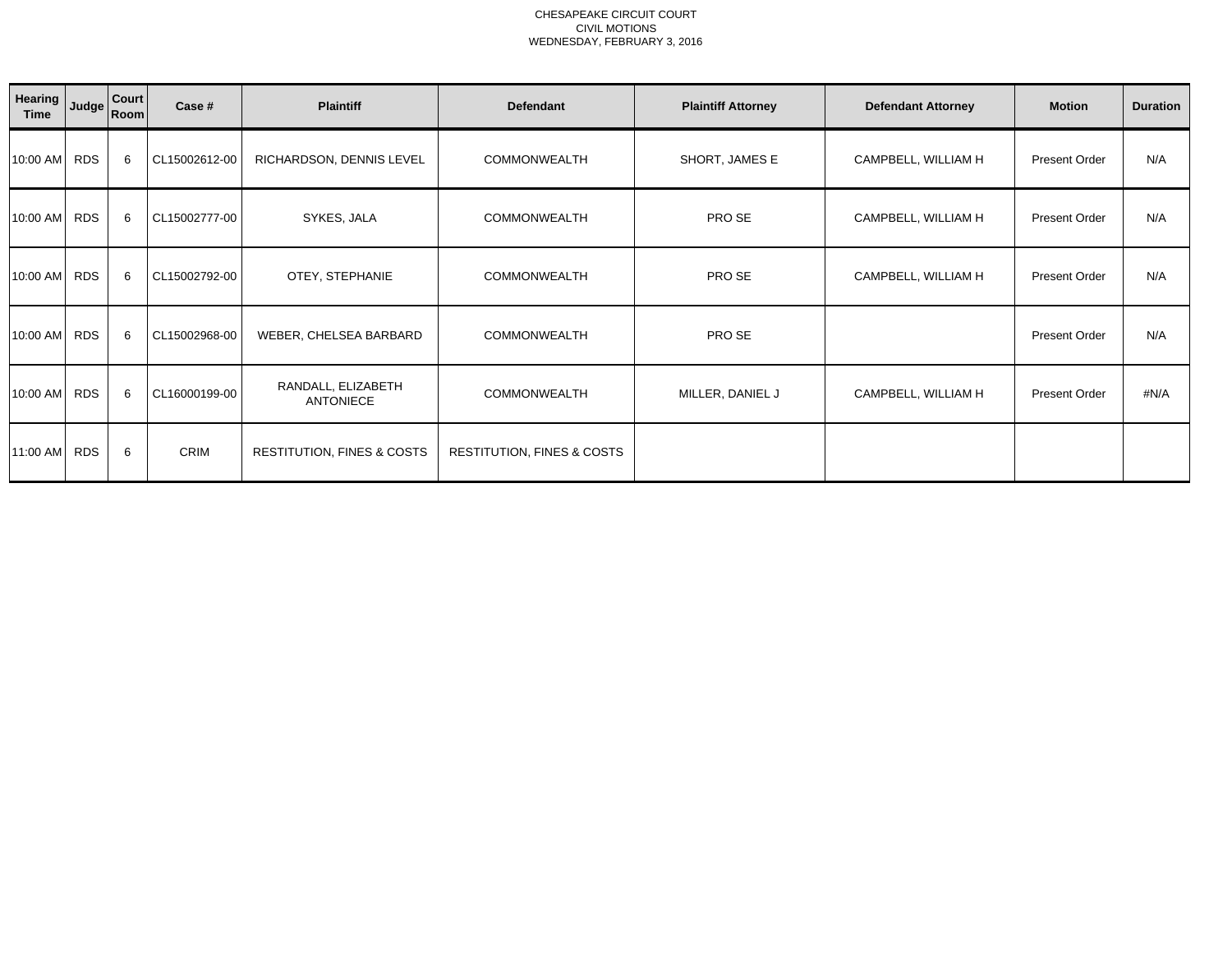CHESAPEAKE CIRCUIT COURT
CIVIL MOTIONS
WEDNESDAY, FEBRUARY 3, 2016

| Hearing Time | Judge | Court Room | Case # | Plaintiff | Defendant | Plaintiff Attorney | Defendant Attorney | Motion | Duration |
|---|---|---|---|---|---|---|---|---|---|
| 10:00 AM | RDS | 6 | CL15002612-00 | RICHARDSON, DENNIS LEVEL | COMMONWEALTH | SHORT, JAMES E | CAMPBELL, WILLIAM H | Present Order | N/A |
| 10:00 AM | RDS | 6 | CL15002777-00 | SYKES, JALA | COMMONWEALTH | PRO SE | CAMPBELL, WILLIAM H | Present Order | N/A |
| 10:00 AM | RDS | 6 | CL15002792-00 | OTEY, STEPHANIE | COMMONWEALTH | PRO SE | CAMPBELL, WILLIAM H | Present Order | N/A |
| 10:00 AM | RDS | 6 | CL15002968-00 | WEBER, CHELSEA BARBARD | COMMONWEALTH | PRO SE | | Present Order | N/A |
| 10:00 AM | RDS | 6 | CL16000199-00 | RANDALL, ELIZABETH ANTONIECE | COMMONWEALTH | MILLER, DANIEL J | CAMPBELL, WILLIAM H | Present Order | #N/A |
| 11:00 AM | RDS | 6 | CRIM | RESTITUTION, FINES & COSTS | RESTITUTION, FINES & COSTS | | | | |